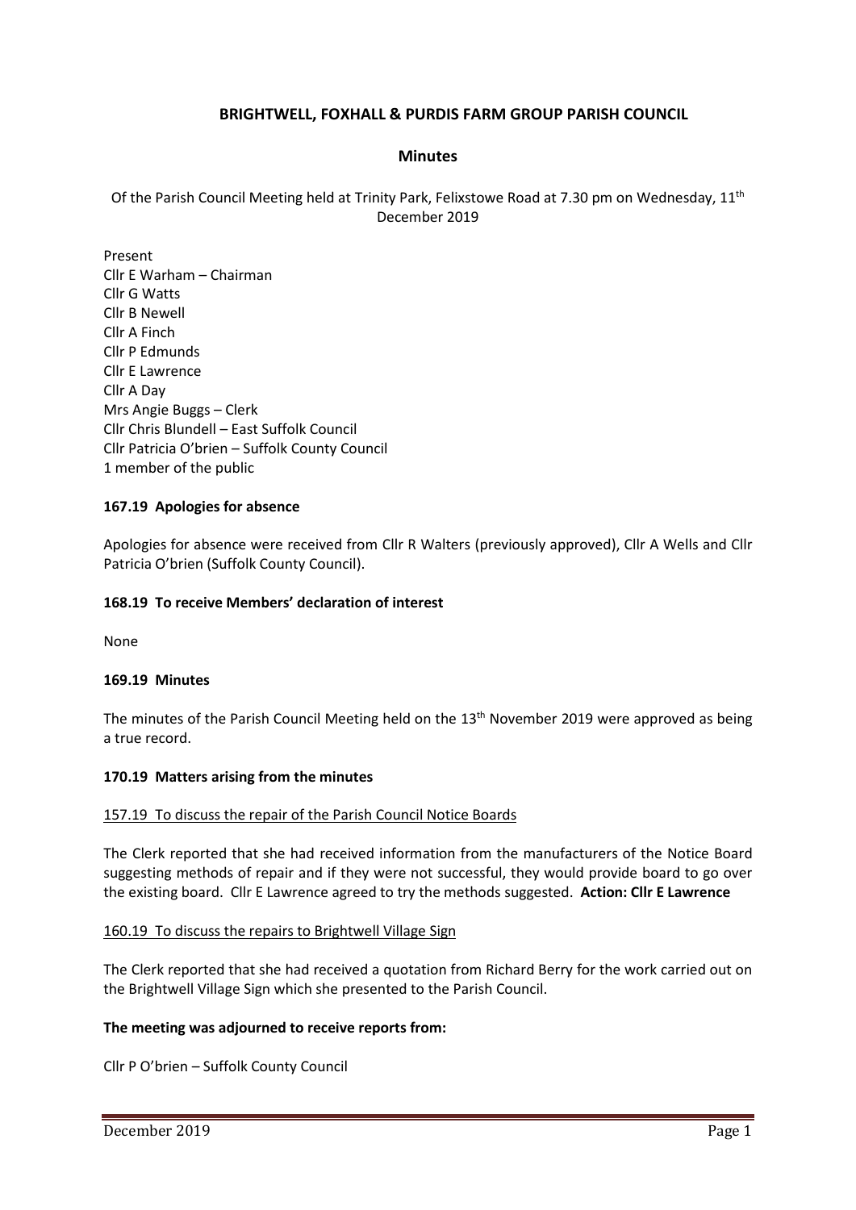# BRIGHTWELL, FOXHALL & PURDIS FARM GROUP PARISH COUNCIL

## Minutes

Of the Parish Council Meeting held at Trinity Park, Felixstowe Road at 7.30 pm on Wednesday, 11th December 2019

Present
Cllr E Warham – Chairman
Cllr G Watts
Cllr B Newell
Cllr A Finch
Cllr P Edmunds
Cllr E Lawrence
Cllr A Day
Mrs Angie Buggs – Clerk
Cllr Chris Blundell – East Suffolk Council
Cllr Patricia O'brien – Suffolk County Council
1 member of the public

### 167.19 Apologies for absence

Apologies for absence were received from Cllr R Walters (previously approved), Cllr A Wells and Cllr Patricia O'brien (Suffolk County Council).

### 168.19 To receive Members' declaration of interest

None

### 169.19 Minutes

The minutes of the Parish Council Meeting held on the 13th November 2019 were approved as being a true record.

### 170.19 Matters arising from the minutes

157.19 To discuss the repair of the Parish Council Notice Boards

The Clerk reported that she had received information from the manufacturers of the Notice Board suggesting methods of repair and if they were not successful, they would provide board to go over the existing board. Cllr E Lawrence agreed to try the methods suggested. **Action: Cllr E Lawrence**

160.19 To discuss the repairs to Brightwell Village Sign

The Clerk reported that she had received a quotation from Richard Berry for the work carried out on the Brightwell Village Sign which she presented to the Parish Council.

**The meeting was adjourned to receive reports from:**

Cllr P O'brien – Suffolk County Council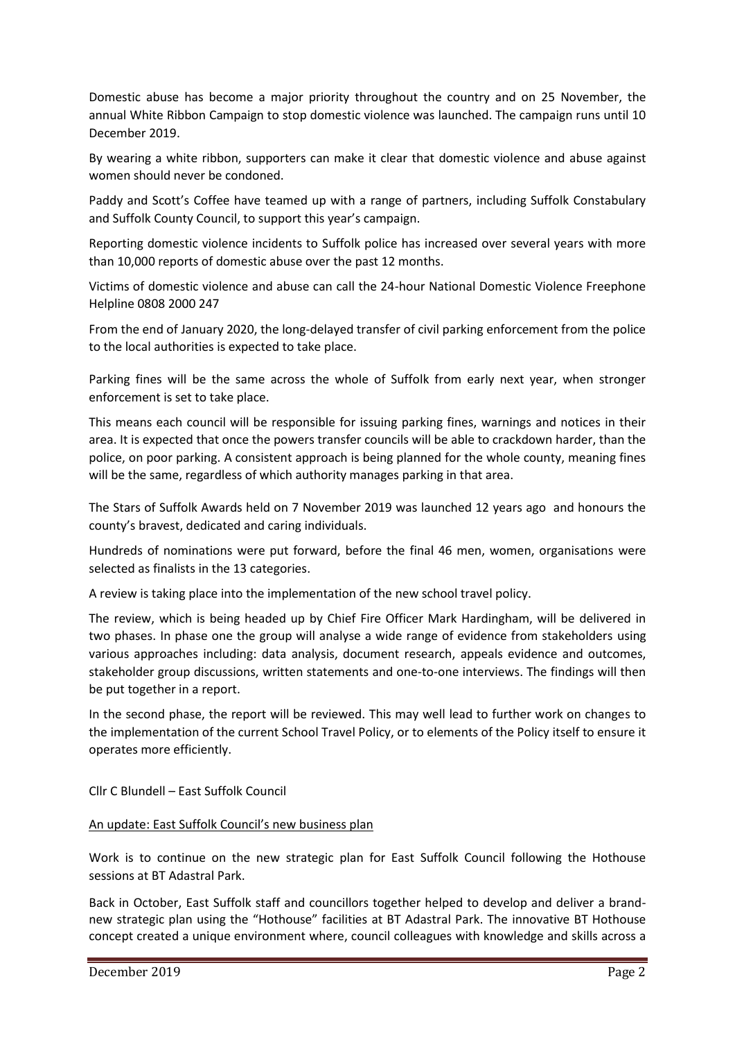Domestic abuse has become a major priority throughout the country and on 25 November, the annual White Ribbon Campaign to stop domestic violence was launched. The campaign runs until 10 December 2019.

By wearing a white ribbon, supporters can make it clear that domestic violence and abuse against women should never be condoned.

Paddy and Scott's Coffee have teamed up with a range of partners, including Suffolk Constabulary and Suffolk County Council, to support this year's campaign.

Reporting domestic violence incidents to Suffolk police has increased over several years with more than 10,000 reports of domestic abuse over the past 12 months.

Victims of domestic violence and abuse can call the 24-hour National Domestic Violence Freephone Helpline 0808 2000 247

From the end of January 2020, the long-delayed transfer of civil parking enforcement from the police to the local authorities is expected to take place.

Parking fines will be the same across the whole of Suffolk from early next year, when stronger enforcement is set to take place.

This means each council will be responsible for issuing parking fines, warnings and notices in their area. It is expected that once the powers transfer councils will be able to crackdown harder, than the police, on poor parking. A consistent approach is being planned for the whole county, meaning fines will be the same, regardless of which authority manages parking in that area.

The Stars of Suffolk Awards held on 7 November 2019 was launched 12 years ago and honours the county's bravest, dedicated and caring individuals.

Hundreds of nominations were put forward, before the final 46 men, women, organisations were selected as finalists in the 13 categories.

A review is taking place into the implementation of the new school travel policy.

The review, which is being headed up by Chief Fire Officer Mark Hardingham, will be delivered in two phases. In phase one the group will analyse a wide range of evidence from stakeholders using various approaches including: data analysis, document research, appeals evidence and outcomes, stakeholder group discussions, written statements and one-to-one interviews. The findings will then be put together in a report.

In the second phase, the report will be reviewed. This may well lead to further work on changes to the implementation of the current School Travel Policy, or to elements of the Policy itself to ensure it operates more efficiently.

Cllr C Blundell – East Suffolk Council

An update: East Suffolk Council's new business plan

Work is to continue on the new strategic plan for East Suffolk Council following the Hothouse sessions at BT Adastral Park.

Back in October, East Suffolk staff and councillors together helped to develop and deliver a brand-new strategic plan using the "Hothouse" facilities at BT Adastral Park. The innovative BT Hothouse concept created a unique environment where, council colleagues with knowledge and skills across a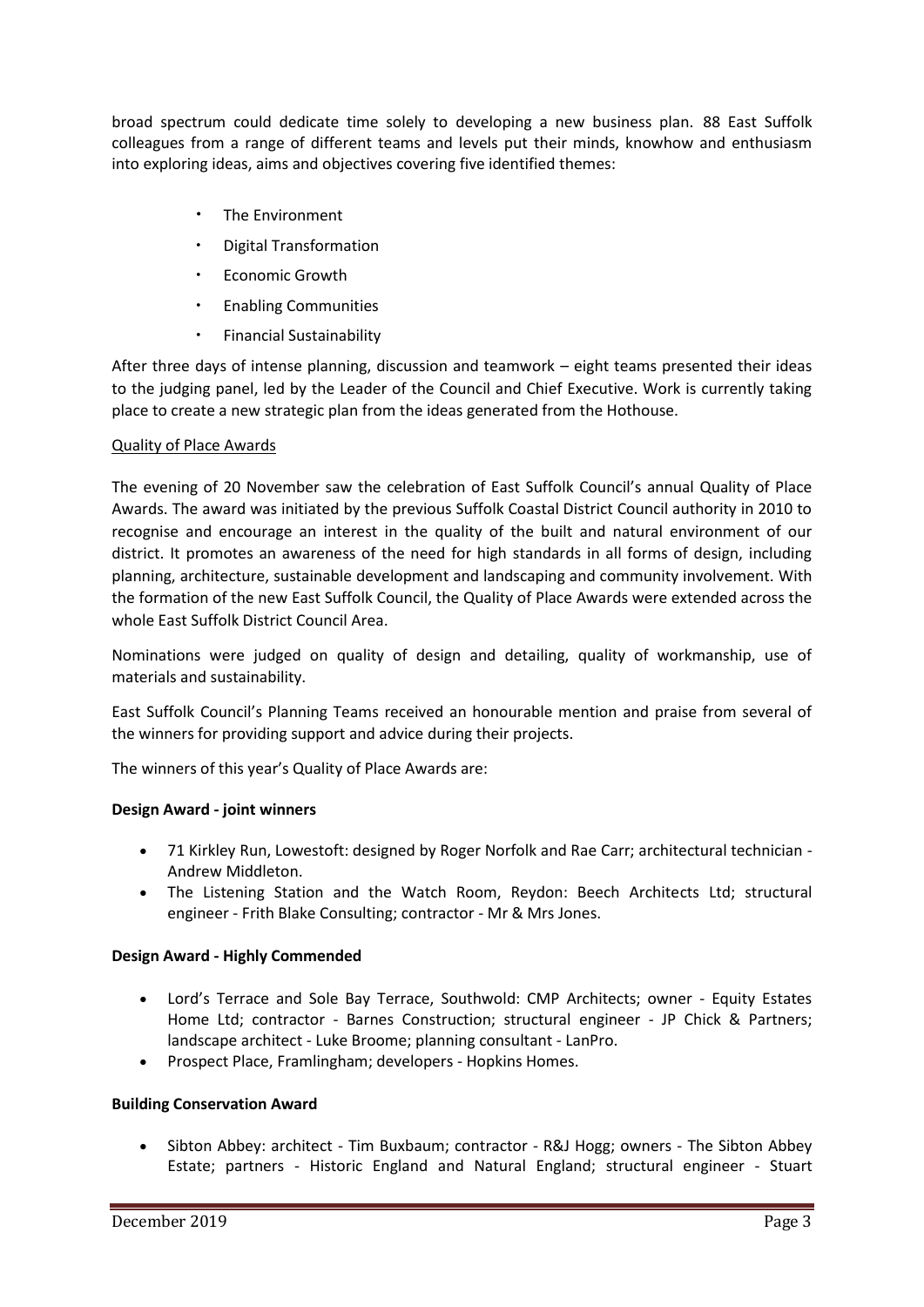broad spectrum could dedicate time solely to developing a new business plan. 88 East Suffolk colleagues from a range of different teams and levels put their minds, knowhow and enthusiasm into exploring ideas, aims and objectives covering five identified themes:

- The Environment
- Digital Transformation
- Economic Growth
- Enabling Communities
- Financial Sustainability

After three days of intense planning, discussion and teamwork – eight teams presented their ideas to the judging panel, led by the Leader of the Council and Chief Executive. Work is currently taking place to create a new strategic plan from the ideas generated from the Hothouse.

Quality of Place Awards

The evening of 20 November saw the celebration of East Suffolk Council's annual Quality of Place Awards. The award was initiated by the previous Suffolk Coastal District Council authority in 2010 to recognise and encourage an interest in the quality of the built and natural environment of our district. It promotes an awareness of the need for high standards in all forms of design, including planning, architecture, sustainable development and landscaping and community involvement. With the formation of the new East Suffolk Council, the Quality of Place Awards were extended across the whole East Suffolk District Council Area.

Nominations were judged on quality of design and detailing, quality of workmanship, use of materials and sustainability.

East Suffolk Council's Planning Teams received an honourable mention and praise from several of the winners for providing support and advice during their projects.

The winners of this year's Quality of Place Awards are:

**Design Award - joint winners**

- 71 Kirkley Run, Lowestoft: designed by Roger Norfolk and Rae Carr; architectural technician - Andrew Middleton.
- The Listening Station and the Watch Room, Reydon: Beech Architects Ltd; structural engineer - Frith Blake Consulting; contractor - Mr & Mrs Jones.

**Design Award - Highly Commended**

- Lord's Terrace and Sole Bay Terrace, Southwold: CMP Architects; owner - Equity Estates Home Ltd; contractor - Barnes Construction; structural engineer - JP Chick & Partners; landscape architect - Luke Broome; planning consultant - LanPro.
- Prospect Place, Framlingham; developers - Hopkins Homes.

**Building Conservation Award**

- Sibton Abbey: architect - Tim Buxbaum; contractor - R&J Hogg; owners - The Sibton Abbey Estate; partners - Historic England and Natural England; structural engineer - Stuart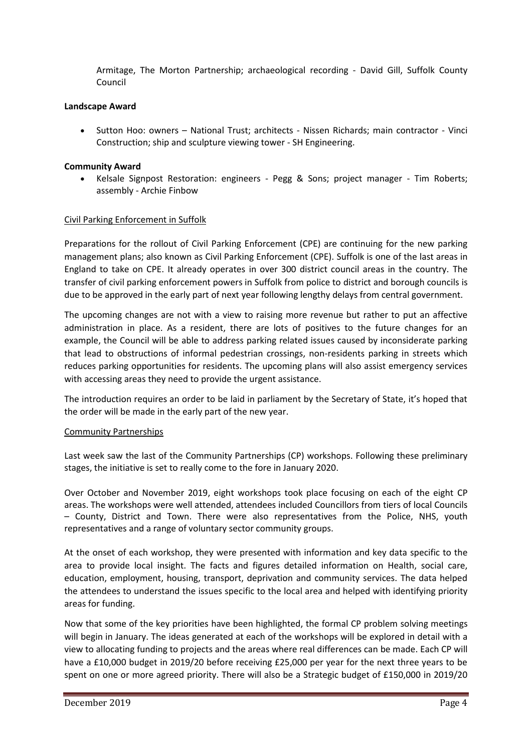Armitage, The Morton Partnership; archaeological recording - David Gill, Suffolk County Council

**Landscape Award**

- Sutton Hoo: owners – National Trust; architects - Nissen Richards; main contractor - Vinci Construction; ship and sculpture viewing tower - SH Engineering.

**Community Award**

- Kelsale Signpost Restoration: engineers - Pegg & Sons; project manager - Tim Roberts; assembly - Archie Finbow

<u>Civil Parking Enforcement in Suffolk</u>

Preparations for the rollout of Civil Parking Enforcement (CPE) are continuing for the new parking management plans; also known as Civil Parking Enforcement (CPE). Suffolk is one of the last areas in England to take on CPE. It already operates in over 300 district council areas in the country. The transfer of civil parking enforcement powers in Suffolk from police to district and borough councils is due to be approved in the early part of next year following lengthy delays from central government.

The upcoming changes are not with a view to raising more revenue but rather to put an affective administration in place. As a resident, there are lots of positives to the future changes for an example, the Council will be able to address parking related issues caused by inconsiderate parking that lead to obstructions of informal pedestrian crossings, non-residents parking in streets which reduces parking opportunities for residents. The upcoming plans will also assist emergency services with accessing areas they need to provide the urgent assistance.

The introduction requires an order to be laid in parliament by the Secretary of State, it's hoped that the order will be made in the early part of the new year.

<u>Community Partnerships</u>

Last week saw the last of the Community Partnerships (CP) workshops. Following these preliminary stages, the initiative is set to really come to the fore in January 2020.

Over October and November 2019, eight workshops took place focusing on each of the eight CP areas. The workshops were well attended, attendees included Councillors from tiers of local Councils – County, District and Town. There were also representatives from the Police, NHS, youth representatives and a range of voluntary sector community groups.

At the onset of each workshop, they were presented with information and key data specific to the area to provide local insight. The facts and figures detailed information on Health, social care, education, employment, housing, transport, deprivation and community services. The data helped the attendees to understand the issues specific to the local area and helped with identifying priority areas for funding.

Now that some of the key priorities have been highlighted, the formal CP problem solving meetings will begin in January. The ideas generated at each of the workshops will be explored in detail with a view to allocating funding to projects and the areas where real differences can be made. Each CP will have a £10,000 budget in 2019/20 before receiving £25,000 per year for the next three years to be spent on one or more agreed priority. There will also be a Strategic budget of £150,000 in 2019/20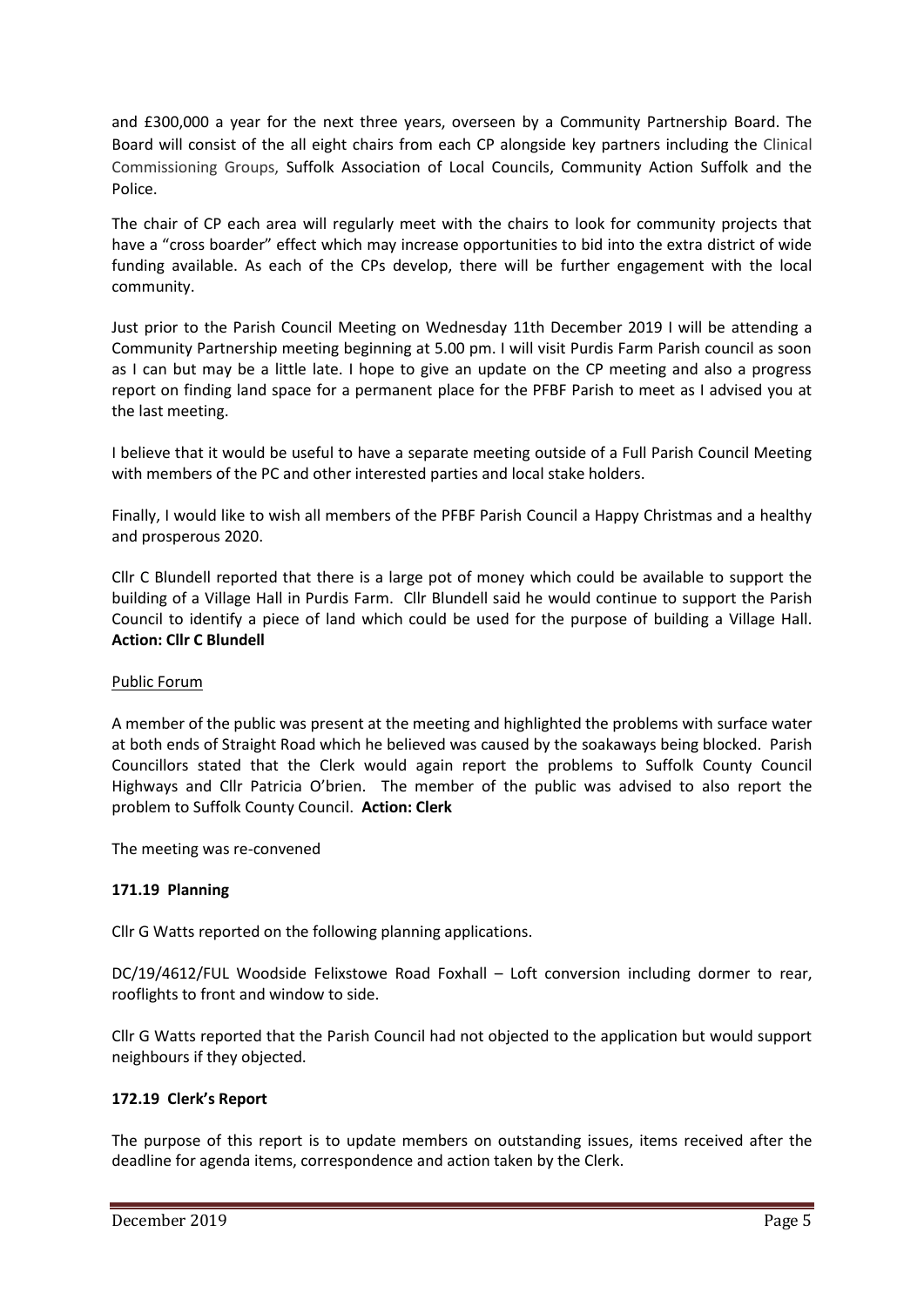and £300,000 a year for the next three years, overseen by a Community Partnership Board. The Board will consist of the all eight chairs from each CP alongside key partners including the Clinical Commissioning Groups, Suffolk Association of Local Councils, Community Action Suffolk and the Police.

The chair of CP each area will regularly meet with the chairs to look for community projects that have a "cross boarder" effect which may increase opportunities to bid into the extra district of wide funding available. As each of the CPs develop, there will be further engagement with the local community.

Just prior to the Parish Council Meeting on Wednesday 11th December 2019 I will be attending a Community Partnership meeting beginning at 5.00 pm. I will visit Purdis Farm Parish council as soon as I can but may be a little late. I hope to give an update on the CP meeting and also a progress report on finding land space for a permanent place for the PFBF Parish to meet as I advised you at the last meeting.

I believe that it would be useful to have a separate meeting outside of a Full Parish Council Meeting with members of the PC and other interested parties and local stake holders.

Finally, I would like to wish all members of the PFBF Parish Council a Happy Christmas and a healthy and prosperous 2020.

Cllr C Blundell reported that there is a large pot of money which could be available to support the building of a Village Hall in Purdis Farm. Cllr Blundell said he would continue to support the Parish Council to identify a piece of land which could be used for the purpose of building a Village Hall. **Action: Cllr C Blundell**

Public Forum

A member of the public was present at the meeting and highlighted the problems with surface water at both ends of Straight Road which he believed was caused by the soakaways being blocked. Parish Councillors stated that the Clerk would again report the problems to Suffolk County Council Highways and Cllr Patricia O'brien. The member of the public was advised to also report the problem to Suffolk County Council. **Action: Clerk**

The meeting was re-convened

### 171.19 Planning

Cllr G Watts reported on the following planning applications.

DC/19/4612/FUL Woodside Felixstowe Road Foxhall – Loft conversion including dormer to rear, rooflights to front and window to side.

Cllr G Watts reported that the Parish Council had not objected to the application but would support neighbours if they objected.

### 172.19 Clerk's Report

The purpose of this report is to update members on outstanding issues, items received after the deadline for agenda items, correspondence and action taken by the Clerk.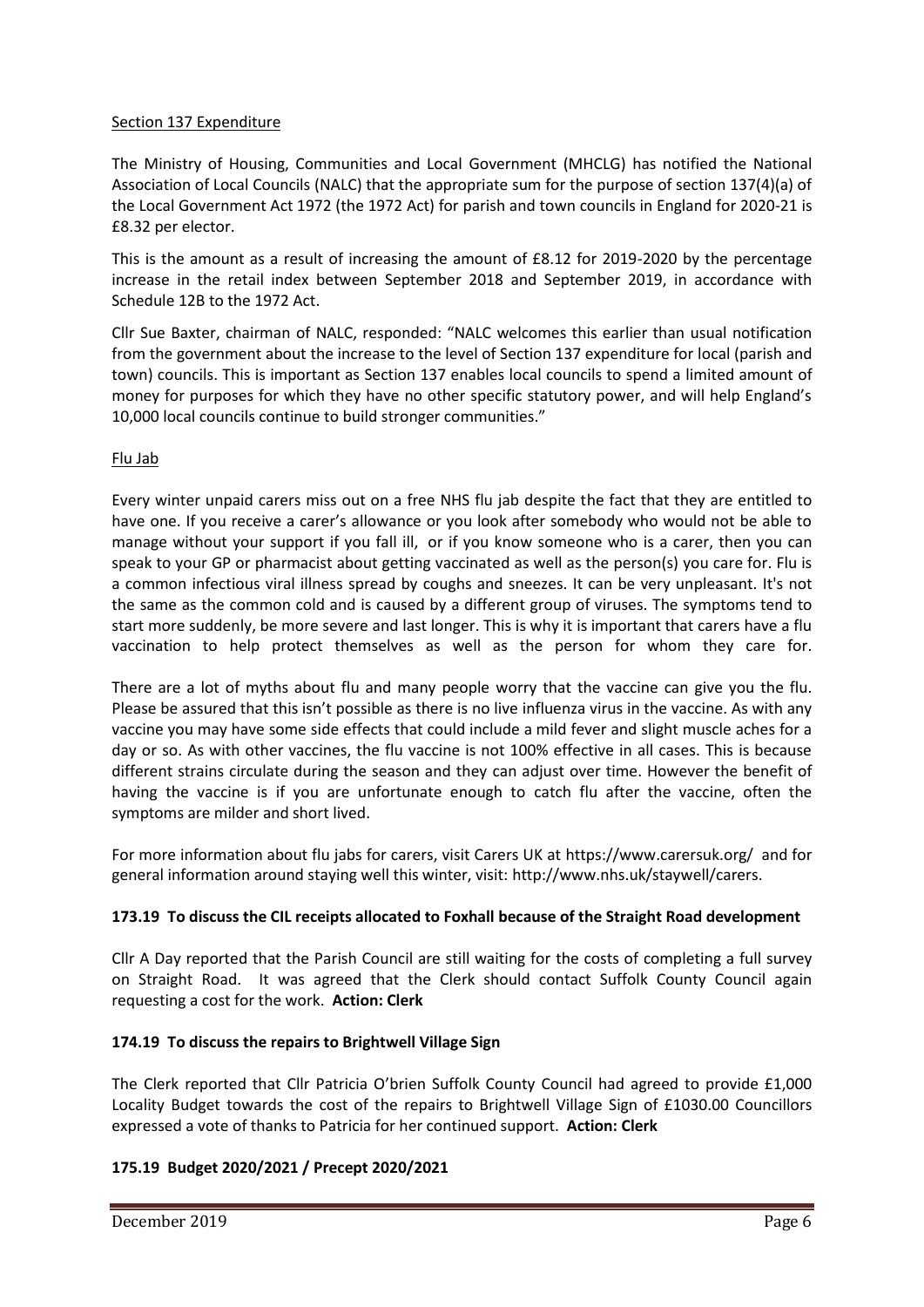Section 137 Expenditure

The Ministry of Housing, Communities and Local Government (MHCLG) has notified the National Association of Local Councils (NALC) that the appropriate sum for the purpose of section 137(4)(a) of the Local Government Act 1972 (the 1972 Act) for parish and town councils in England for 2020-21 is £8.32 per elector.

This is the amount as a result of increasing the amount of £8.12 for 2019-2020 by the percentage increase in the retail index between September 2018 and September 2019, in accordance with Schedule 12B to the 1972 Act.

Cllr Sue Baxter, chairman of NALC, responded: "NALC welcomes this earlier than usual notification from the government about the increase to the level of Section 137 expenditure for local (parish and town) councils. This is important as Section 137 enables local councils to spend a limited amount of money for purposes for which they have no other specific statutory power, and will help England's 10,000 local councils continue to build stronger communities."

Flu Jab

Every winter unpaid carers miss out on a free NHS flu jab despite the fact that they are entitled to have one. If you receive a carer's allowance or you look after somebody who would not be able to manage without your support if you fall ill, or if you know someone who is a carer, then you can speak to your GP or pharmacist about getting vaccinated as well as the person(s) you care for. Flu is a common infectious viral illness spread by coughs and sneezes. It can be very unpleasant. It's not the same as the common cold and is caused by a different group of viruses. The symptoms tend to start more suddenly, be more severe and last longer. This is why it is important that carers have a flu vaccination to help protect themselves as well as the person for whom they care for.

There are a lot of myths about flu and many people worry that the vaccine can give you the flu. Please be assured that this isn't possible as there is no live influenza virus in the vaccine. As with any vaccine you may have some side effects that could include a mild fever and slight muscle aches for a day or so. As with other vaccines, the flu vaccine is not 100% effective in all cases. This is because different strains circulate during the season and they can adjust over time. However the benefit of having the vaccine is if you are unfortunate enough to catch flu after the vaccine, often the symptoms are milder and short lived.

For more information about flu jabs for carers, visit Carers UK at https://www.carersuk.org/ and for general information around staying well this winter, visit: http://www.nhs.uk/staywell/carers.

**173.19 To discuss the CIL receipts allocated to Foxhall because of the Straight Road development**

Cllr A Day reported that the Parish Council are still waiting for the costs of completing a full survey on Straight Road. It was agreed that the Clerk should contact Suffolk County Council again requesting a cost for the work. **Action: Clerk**

**174.19 To discuss the repairs to Brightwell Village Sign**

The Clerk reported that Cllr Patricia O'brien Suffolk County Council had agreed to provide £1,000 Locality Budget towards the cost of the repairs to Brightwell Village Sign of £1030.00 Councillors expressed a vote of thanks to Patricia for her continued support. **Action: Clerk**

**175.19 Budget 2020/2021 / Precept 2020/2021**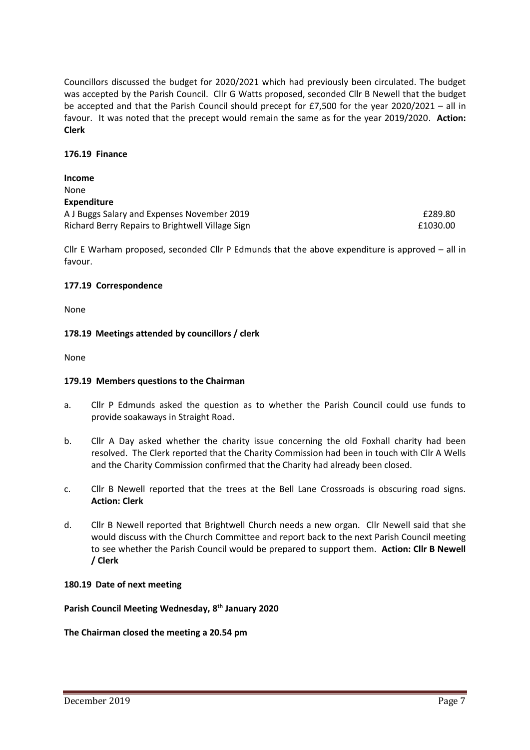Councillors discussed the budget for 2020/2021 which had previously been circulated. The budget was accepted by the Parish Council. Cllr G Watts proposed, seconded Cllr B Newell that the budget be accepted and that the Parish Council should precept for £7,500 for the year 2020/2021 – all in favour. It was noted that the precept would remain the same as for the year 2019/2020. **Action: Clerk**

**176.19 Finance**

**Income**
None
**Expenditure**

| | |
|---|---|
| A J Buggs Salary and Expenses November 2019 | £289.80 |
| Richard Berry Repairs to Brightwell Village Sign | £1030.00 |

Cllr E Warham proposed, seconded Cllr P Edmunds that the above expenditure is approved – all in favour.

**177.19 Correspondence**

None

**178.19 Meetings attended by councillors / clerk**

None

**179.19 Members questions to the Chairman**

a. Cllr P Edmunds asked the question as to whether the Parish Council could use funds to provide soakaways in Straight Road.

b. Cllr A Day asked whether the charity issue concerning the old Foxhall charity had been resolved. The Clerk reported that the Charity Commission had been in touch with Cllr A Wells and the Charity Commission confirmed that the Charity had already been closed.

c. Cllr B Newell reported that the trees at the Bell Lane Crossroads is obscuring road signs. **Action: Clerk**

d. Cllr B Newell reported that Brightwell Church needs a new organ. Cllr Newell said that she would discuss with the Church Committee and report back to the next Parish Council meeting to see whether the Parish Council would be prepared to support them. **Action: Cllr B Newell / Clerk**

**180.19 Date of next meeting**

**Parish Council Meeting Wednesday, 8th January 2020**

**The Chairman closed the meeting a 20.54 pm**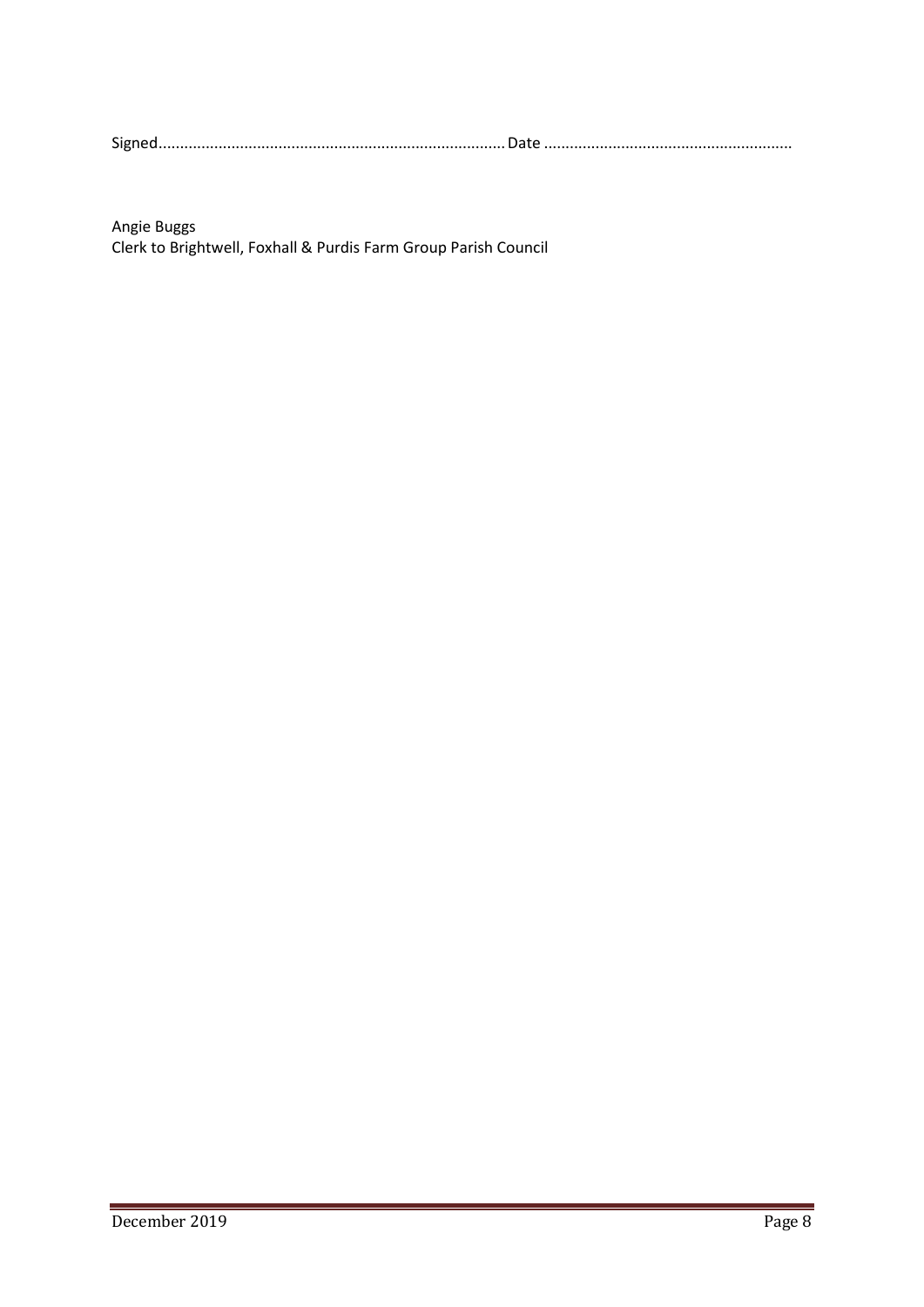Signed.................................................................................. Date ..........................................................

Angie Buggs
Clerk to Brightwell, Foxhall & Purdis Farm Group Parish Council